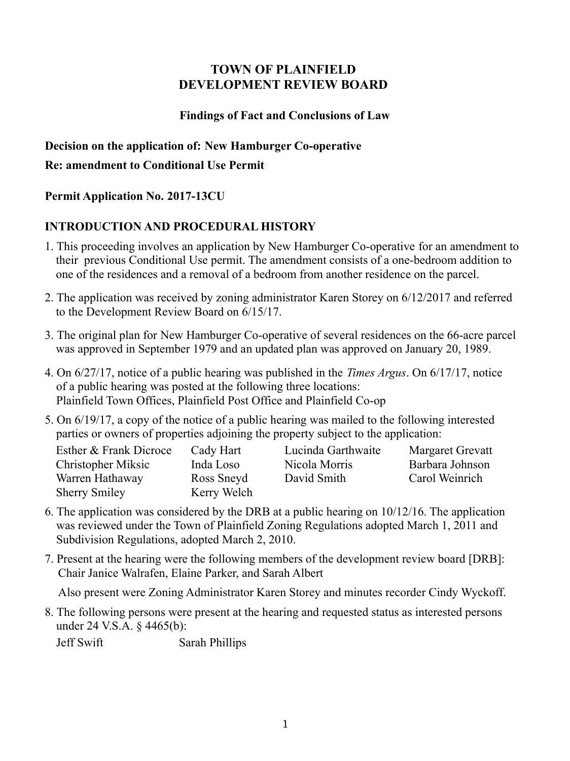# TOWN OF PLAINFIELD
# DEVELOPMENT REVIEW BOARD

### Findings of Fact and Conclusions of Law

**Decision on the application of: New Hamburger Co-operative**

**Re: amendment to Conditional Use Permit**

**Permit Application No. 2017-13CU**

## INTRODUCTION AND PROCEDURAL HISTORY

1. This proceeding involves an application by New Hamburger Co-operative for an amendment to their previous Conditional Use permit. The amendment consists of a one-bedroom addition to one of the residences and a removal of a bedroom from another residence on the parcel.

2. The application was received by zoning administrator Karen Storey on 6/12/2017 and referred to the Development Review Board on 6/15/17.

3. The original plan for New Hamburger Co-operative of several residences on the 66-acre parcel was approved in September 1979 and an updated plan was approved on January 20, 1989.

4. On 6/27/17, notice of a public hearing was published in the *Times Argus*. On 6/17/17, notice of a public hearing was posted at the following three locations:
   Plainfield Town Offices, Plainfield Post Office and Plainfield Co-op

5. On 6/19/17, a copy of the notice of a public hearing was mailed to the following interested parties or owners of properties adjoining the property subject to the application:

   | | | | |
   |---|---|---|---|
   | Esther & Frank Dicroce | Cady Hart | Lucinda Garthwaite | Margaret Grevatt |
   | Christopher Miksic | Inda Loso | Nicola Morris | Barbara Johnson |
   | Warren Hathaway | Ross Sneyd | David Smith | Carol Weinrich |
   | Sherry Smiley | Kerry Welch | | |

6. The application was considered by the DRB at a public hearing on 10/12/16. The application was reviewed under the Town of Plainfield Zoning Regulations adopted March 1, 2011 and Subdivision Regulations, adopted March 2, 2010.

7. Present at the hearing were the following members of the development review board [DRB]:
   Chair Janice Walrafen, Elaine Parker, and Sarah Albert

   Also present were Zoning Administrator Karen Storey and minutes recorder Cindy Wyckoff.

8. The following persons were present at the hearing and requested status as interested persons under 24 V.S.A. § 4465(b):

   Jeff Swift Sarah Phillips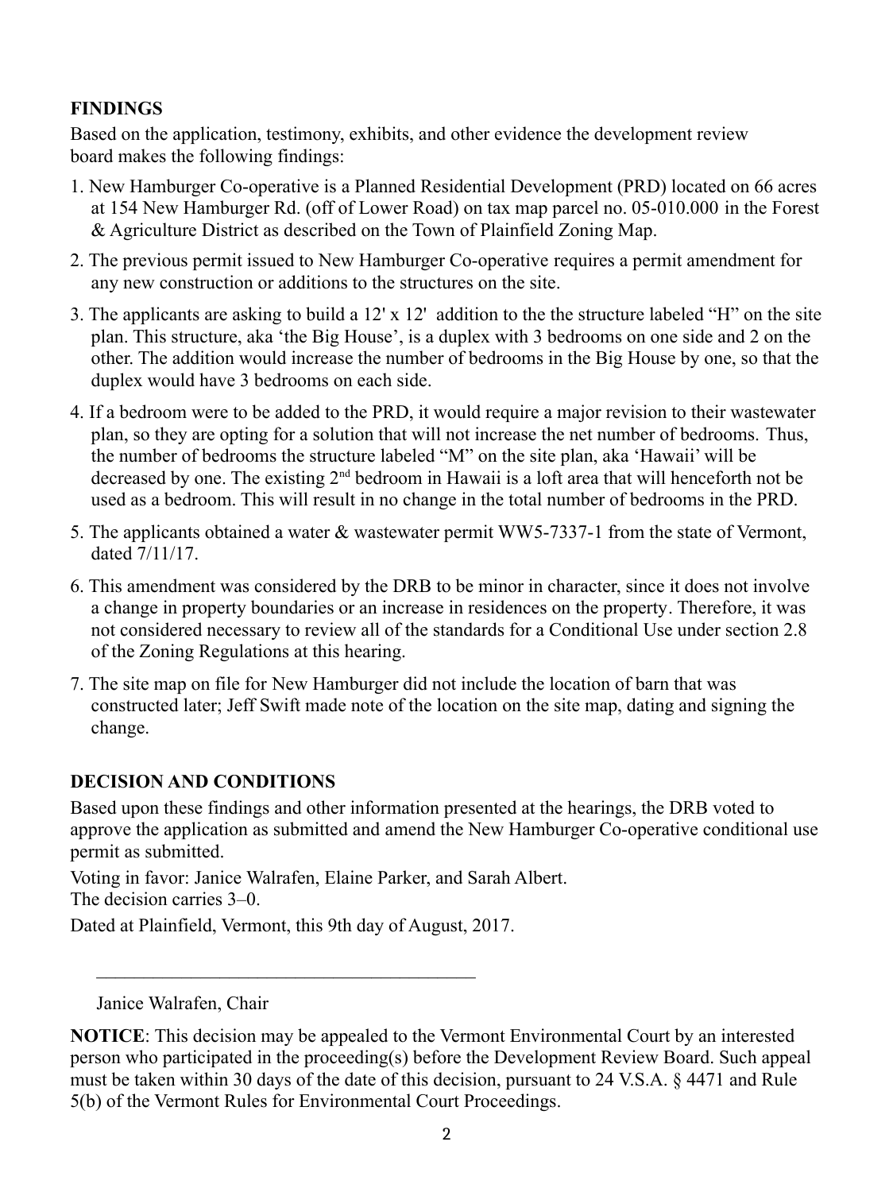## FINDINGS

Based on the application, testimony, exhibits, and other evidence the development review board makes the following findings:

1. New Hamburger Co-operative is a Planned Residential Development (PRD) located on 66 acres at 154 New Hamburger Rd. (off of Lower Road) on tax map parcel no. 05-010.000 in the Forest & Agriculture District as described on the Town of Plainfield Zoning Map.
2. The previous permit issued to New Hamburger Co-operative requires a permit amendment for any new construction or additions to the structures on the site.
3. The applicants are asking to build a 12' x 12' addition to the the structure labeled "H" on the site plan. This structure, aka 'the Big House', is a duplex with 3 bedrooms on one side and 2 on the other. The addition would increase the number of bedrooms in the Big House by one, so that the duplex would have 3 bedrooms on each side.
4. If a bedroom were to be added to the PRD, it would require a major revision to their wastewater plan, so they are opting for a solution that will not increase the net number of bedrooms. Thus, the number of bedrooms the structure labeled "M" on the site plan, aka 'Hawaii' will be decreased by one. The existing 2nd bedroom in Hawaii is a loft area that will henceforth not be used as a bedroom. This will result in no change in the total number of bedrooms in the PRD.
5. The applicants obtained a water & wastewater permit WW5-7337-1 from the state of Vermont, dated 7/11/17.
6. This amendment was considered by the DRB to be minor in character, since it does not involve a change in property boundaries or an increase in residences on the property. Therefore, it was not considered necessary to review all of the standards for a Conditional Use under section 2.8 of the Zoning Regulations at this hearing.
7. The site map on file for New Hamburger did not include the location of barn that was constructed later; Jeff Swift made note of the location on the site map, dating and signing the change.

## DECISION AND CONDITIONS

Based upon these findings and other information presented at the hearings, the DRB voted to approve the application as submitted and amend the New Hamburger Co-operative conditional use permit as submitted.

Voting in favor: Janice Walrafen, Elaine Parker, and Sarah Albert.
The decision carries 3–0.

Dated at Plainfield, Vermont, this 9th day of August, 2017.

\_\_\_\_\_\_\_\_\_\_\_\_\_\_\_\_\_\_\_\_\_\_\_\_\_\_\_\_\_\_\_\_\_\_\_\_\_\_\_\_

Janice Walrafen, Chair

**NOTICE**: This decision may be appealed to the Vermont Environmental Court by an interested person who participated in the proceeding(s) before the Development Review Board. Such appeal must be taken within 30 days of the date of this decision, pursuant to 24 V.S.A. § 4471 and Rule 5(b) of the Vermont Rules for Environmental Court Proceedings.